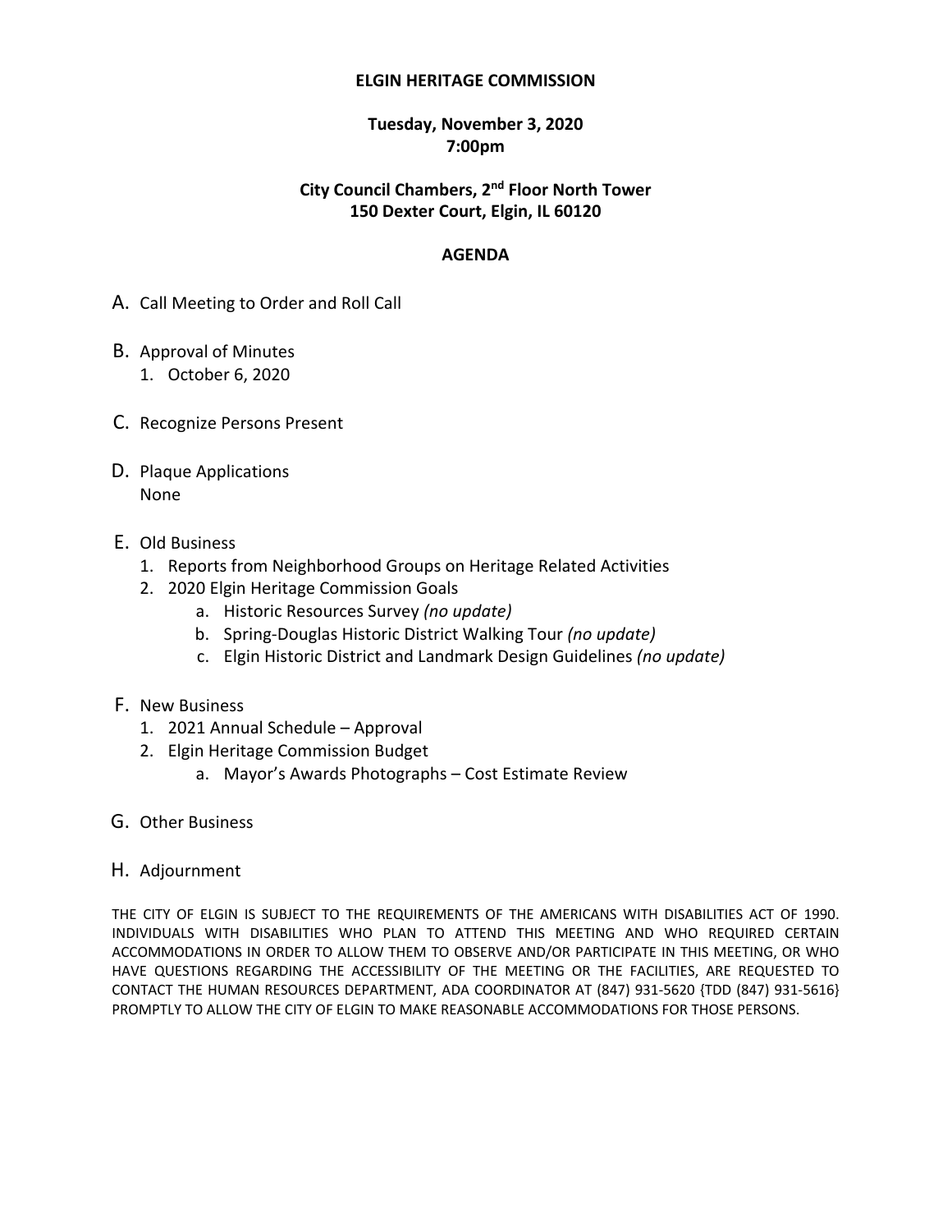# ELGIN HERITAGE COMMISSION

**Tuesday, November 3, 2020**
**7:00pm**

**City Council Chambers, 2nd Floor North Tower**
**150 Dexter Court, Elgin, IL 60120**

## AGENDA

A. Call Meeting to Order and Roll Call

B. Approval of Minutes
   1. October 6, 2020

C. Recognize Persons Present

D. Plaque Applications
   None

E. Old Business
   1. Reports from Neighborhood Groups on Heritage Related Activities
   2. 2020 Elgin Heritage Commission Goals
      a. Historic Resources Survey *(no update)*
      b. Spring-Douglas Historic District Walking Tour *(no update)*
      c. Elgin Historic District and Landmark Design Guidelines *(no update)*

F. New Business
   1. 2021 Annual Schedule – Approval
   2. Elgin Heritage Commission Budget
      a. Mayor's Awards Photographs – Cost Estimate Review

G. Other Business

H. Adjournment

THE CITY OF ELGIN IS SUBJECT TO THE REQUIREMENTS OF THE AMERICANS WITH DISABILITIES ACT OF 1990. INDIVIDUALS WITH DISABILITIES WHO PLAN TO ATTEND THIS MEETING AND WHO REQUIRED CERTAIN ACCOMMODATIONS IN ORDER TO ALLOW THEM TO OBSERVE AND/OR PARTICIPATE IN THIS MEETING, OR WHO HAVE QUESTIONS REGARDING THE ACCESSIBILITY OF THE MEETING OR THE FACILITIES, ARE REQUESTED TO CONTACT THE HUMAN RESOURCES DEPARTMENT, ADA COORDINATOR AT (847) 931-5620 {TDD (847) 931-5616} PROMPTLY TO ALLOW THE CITY OF ELGIN TO MAKE REASONABLE ACCOMMODATIONS FOR THOSE PERSONS.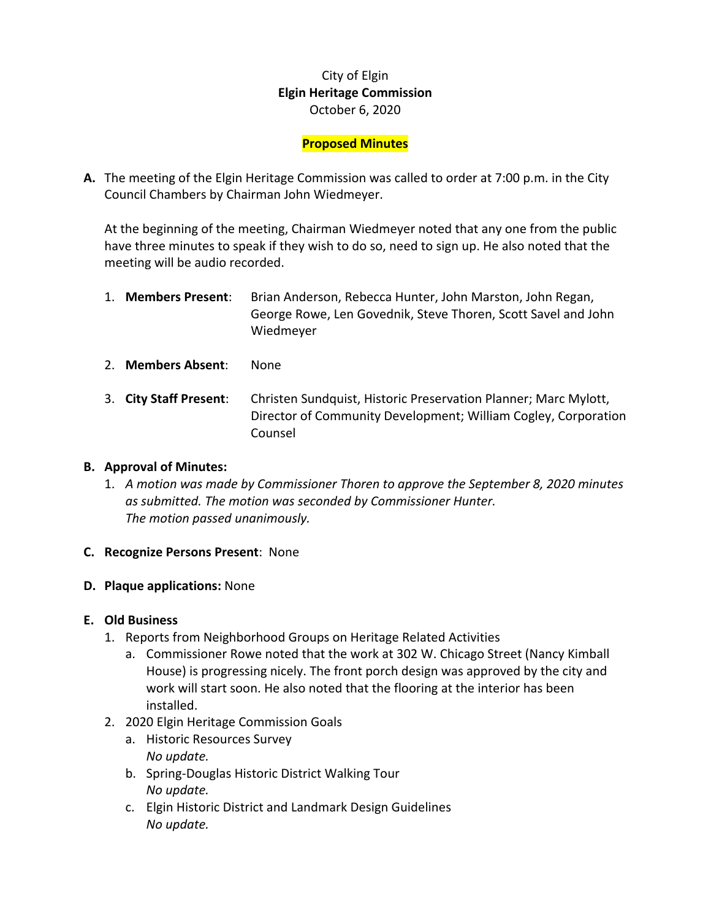City of Elgin

**Elgin Heritage Commission**

October 6, 2020

**Proposed Minutes**

**A.** The meeting of the Elgin Heritage Commission was called to order at 7:00 p.m. in the City Council Chambers by Chairman John Wiedmeyer.

At the beginning of the meeting, Chairman Wiedmeyer noted that any one from the public have three minutes to speak if they wish to do so, need to sign up. He also noted that the meeting will be audio recorded.

1. **Members Present**: Brian Anderson, Rebecca Hunter, John Marston, John Regan, George Rowe, Len Govednik, Steve Thoren, Scott Savel and John Wiedmeyer
2. **Members Absent**: None
3. **City Staff Present**: Christen Sundquist, Historic Preservation Planner; Marc Mylott, Director of Community Development; William Cogley, Corporation Counsel

**B. Approval of Minutes:**

1. *A motion was made by Commissioner Thoren to approve the September 8, 2020 minutes as submitted. The motion was seconded by Commissioner Hunter. The motion passed unanimously.*

**C. Recognize Persons Present**: None

**D. Plaque applications:** None

**E. Old Business**

1. Reports from Neighborhood Groups on Heritage Related Activities
   a. Commissioner Rowe noted that the work at 302 W. Chicago Street (Nancy Kimball House) is progressing nicely. The front porch design was approved by the city and work will start soon. He also noted that the flooring at the interior has been installed.
2. 2020 Elgin Heritage Commission Goals
   a. Historic Resources Survey
      *No update.*
   b. Spring-Douglas Historic District Walking Tour
      *No update.*
   c. Elgin Historic District and Landmark Design Guidelines
      *No update.*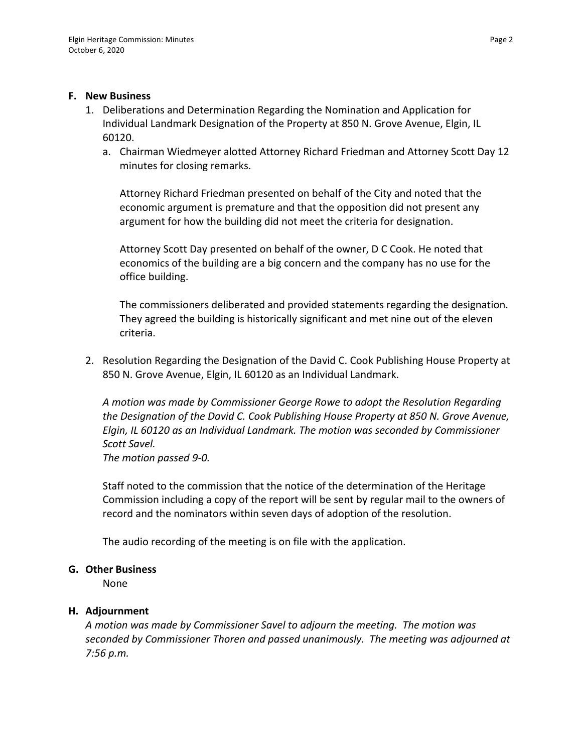### F. New Business

1. Deliberations and Determination Regarding the Nomination and Application for Individual Landmark Designation of the Property at 850 N. Grove Avenue, Elgin, IL 60120.
   a. Chairman Wiedmeyer alotted Attorney Richard Friedman and Attorney Scott Day 12 minutes for closing remarks.

      Attorney Richard Friedman presented on behalf of the City and noted that the economic argument is premature and that the opposition did not present any argument for how the building did not meet the criteria for designation.

      Attorney Scott Day presented on behalf of the owner, D C Cook. He noted that economics of the building are a big concern and the company has no use for the office building.

      The commissioners deliberated and provided statements regarding the designation. They agreed the building is historically significant and met nine out of the eleven criteria.

2. Resolution Regarding the Designation of the David C. Cook Publishing House Property at 850 N. Grove Avenue, Elgin, IL 60120 as an Individual Landmark.

   *A motion was made by Commissioner George Rowe to adopt the Resolution Regarding the Designation of the David C. Cook Publishing House Property at 850 N. Grove Avenue, Elgin, IL 60120 as an Individual Landmark. The motion was seconded by Commissioner Scott Savel.*
   *The motion passed 9-0.*

   Staff noted to the commission that the notice of the determination of the Heritage Commission including a copy of the report will be sent by regular mail to the owners of record and the nominators within seven days of adoption of the resolution.

   The audio recording of the meeting is on file with the application.

### G. Other Business

None

### H. Adjournment

*A motion was made by Commissioner Savel to adjourn the meeting. The motion was seconded by Commissioner Thoren and passed unanimously. The meeting was adjourned at 7:56 p.m.*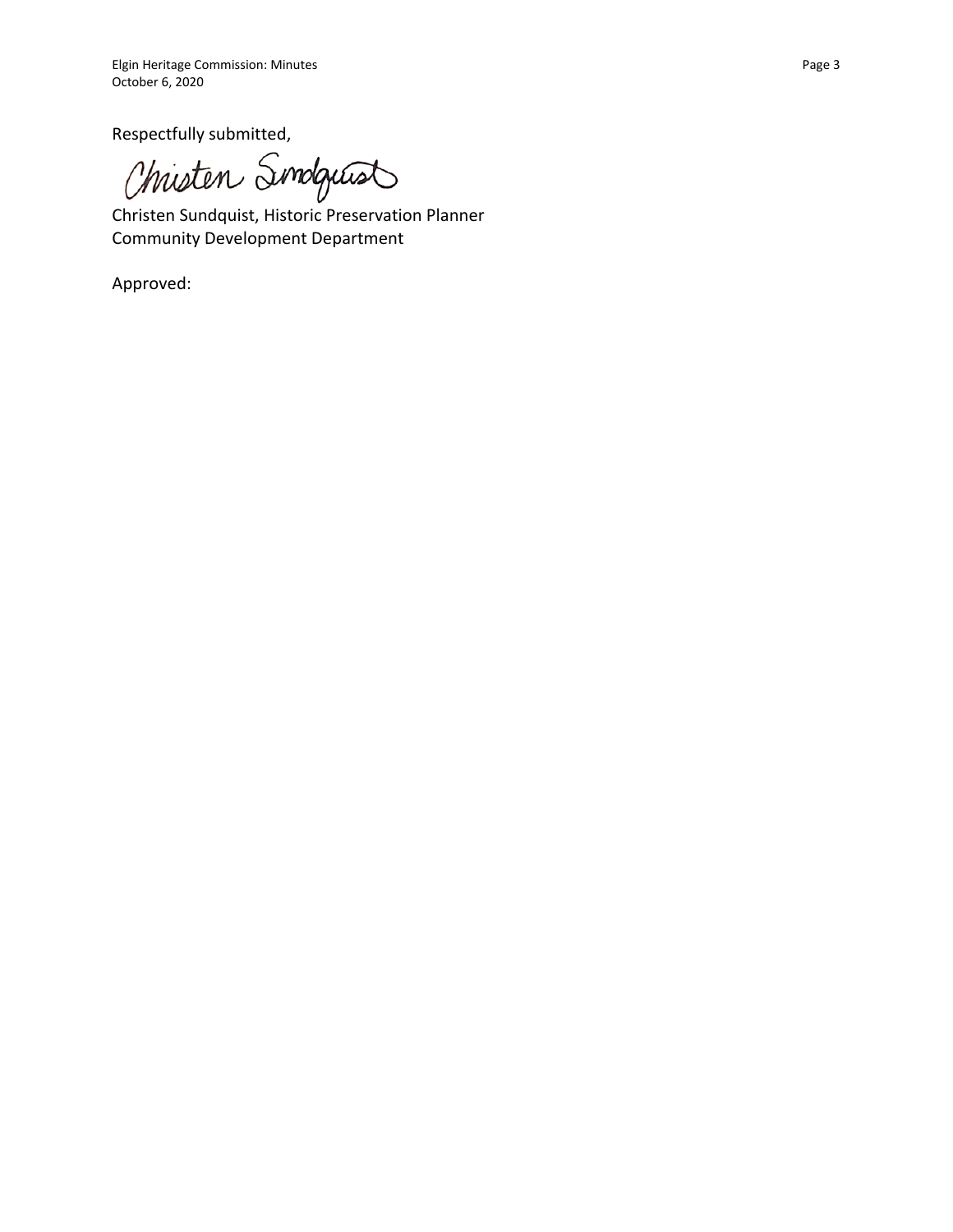Respectfully submitted,

Christen Sundquist

Christen Sundquist, Historic Preservation Planner
Community Development Department

Approved: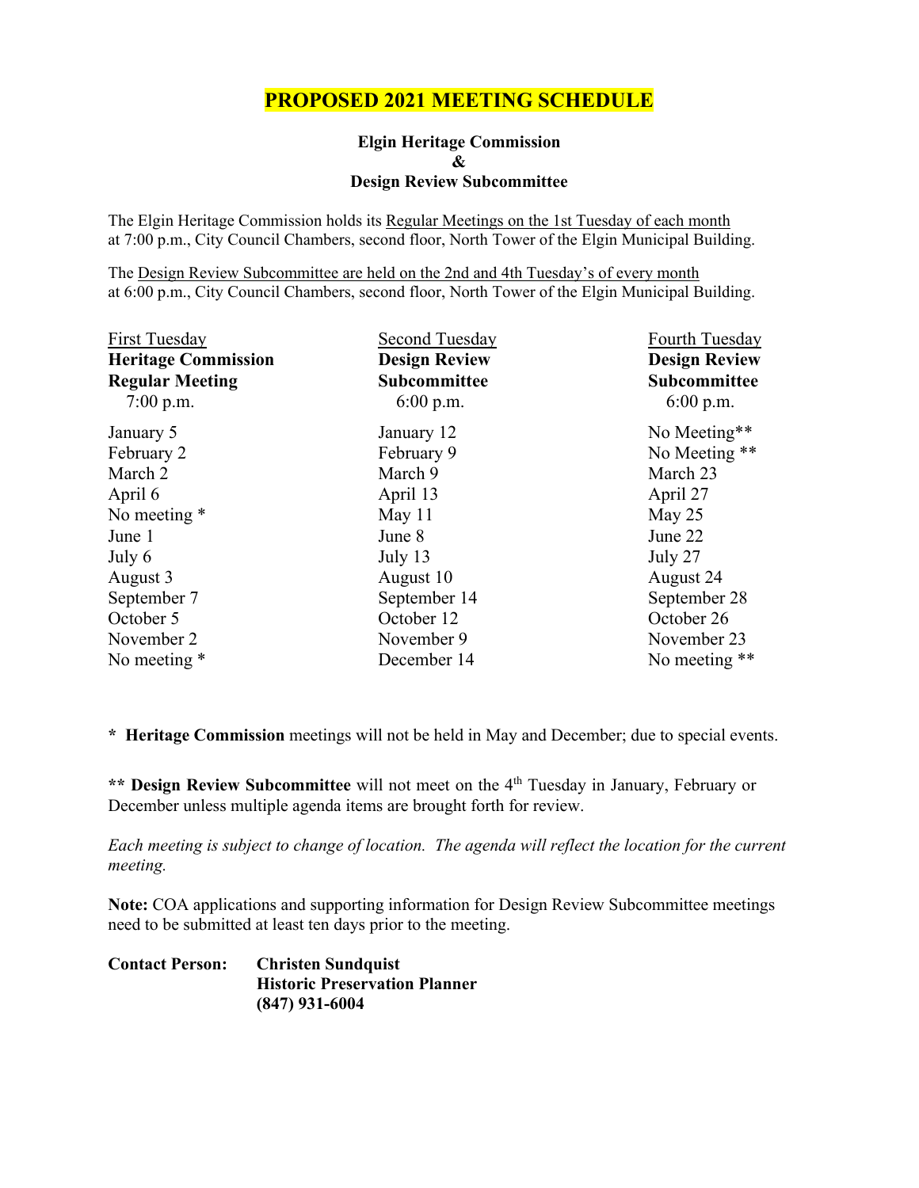# PROPOSED 2021 MEETING SCHEDULE

**Elgin Heritage Commission**
**&**
**Design Review Subcommittee**

The Elgin Heritage Commission holds its Regular Meetings on the 1st Tuesday of each month at 7:00 p.m., City Council Chambers, second floor, North Tower of the Elgin Municipal Building.

The Design Review Subcommittee are held on the 2nd and 4th Tuesday's of every month at 6:00 p.m., City Council Chambers, second floor, North Tower of the Elgin Municipal Building.

| First Tuesday<br>**Heritage Commission Regular Meeting**<br>7:00 p.m. | Second Tuesday<br>**Design Review Subcommittee**<br>6:00 p.m. | Fourth Tuesday<br>**Design Review Subcommittee**<br>6:00 p.m. |
|---|---|---|
| January 5 | January 12 | No Meeting** |
| February 2 | February 9 | No Meeting ** |
| March 2 | March 9 | March 23 |
| April 6 | April 13 | April 27 |
| No meeting * | May 11 | May 25 |
| June 1 | June 8 | June 22 |
| July 6 | July 13 | July 27 |
| August 3 | August 10 | August 24 |
| September 7 | September 14 | September 28 |
| October 5 | October 12 | October 26 |
| November 2 | November 9 | November 23 |
| No meeting * | December 14 | No meeting ** |

\* **Heritage Commission** meetings will not be held in May and December; due to special events.

** **Design Review Subcommittee** will not meet on the 4th Tuesday in January, February or December unless multiple agenda items are brought forth for review.

*Each meeting is subject to change of location. The agenda will reflect the location for the current meeting.*

**Note:** COA applications and supporting information for Design Review Subcommittee meetings need to be submitted at least ten days prior to the meeting.

**Contact Person:** **Christen Sundquist**
**Historic Preservation Planner**
**(847) 931-6004**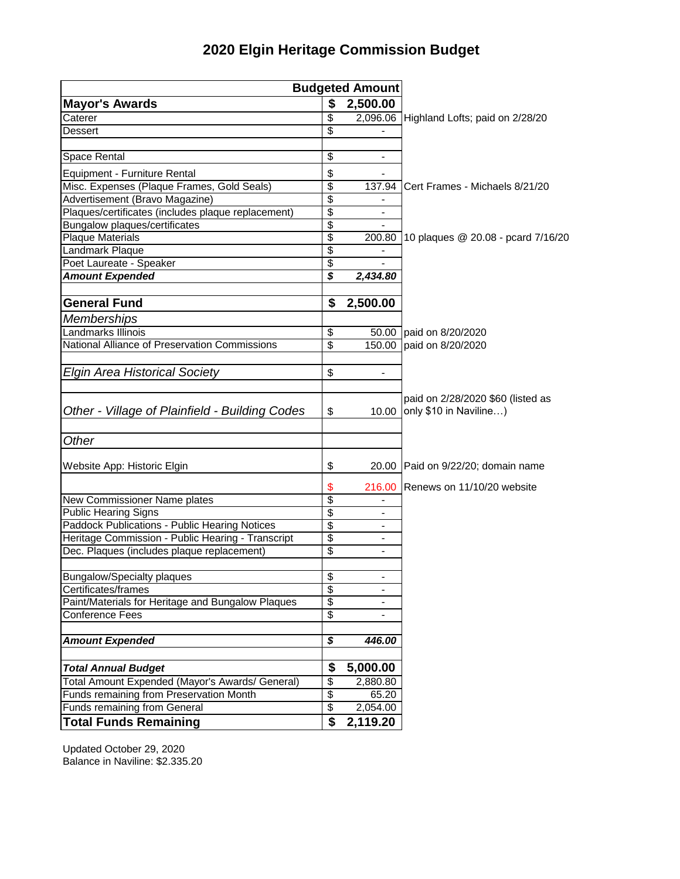# 2020 Elgin Heritage Commission Budget

| | Budgeted Amount | |
|---|---|---|
| **Mayor's Awards** | **$ 2,500.00** | |
| Caterer | $ 2,096.06 | Highland Lofts; paid on 2/28/20 |
| Dessert | $ - | |
| | | |
| Space Rental | $ - | |
| Equipment - Furniture Rental | $ - | |
| Misc. Expenses (Plaque Frames, Gold Seals) | $ 137.94 | Cert Frames - Michaels 8/21/20 |
| Advertisement (Bravo Magazine) | $ - | |
| Plaques/certificates (includes plaque replacement) | $ - | |
| Bungalow plaques/certificates | $ - | |
| Plaque Materials | $ 200.80 | 10 plaques @ 20.08 - pcard 7/16/20 |
| Landmark Plaque | $ - | |
| Poet Laureate - Speaker | $ - | |
| ***Amount Expended*** | ***$ 2,434.80*** | |
| | | |
| **General Fund** | **$ 2,500.00** | |
| *Memberships* | | |
| Landmarks Illinois | $ 50.00 | paid on 8/20/2020 |
| National Alliance of Preservation Commissions | $ 150.00 | paid on 8/20/2020 |
| | | |
| *Elgin Area Historical Society* | $ - | |
| | | |
| *Other - Village of Plainfield - Building Codes* | $ 10.00 | paid on 2/28/2020 $60 (listed as only $10 in Naviline…) |
| | | |
| *Other* | | |
| Website App: Historic Elgin | $ 20.00 | Paid on 9/22/20; domain name |
| | $ 216.00 | Renews on 11/10/20 website |
| New Commissioner Name plates | $ - | |
| Public Hearing Signs | $ - | |
| Paddock Publications - Public Hearing Notices | $ - | |
| Heritage Commission - Public Hearing - Transcript | $ - | |
| Dec. Plaques (includes plaque replacement) | $ - | |
| | | |
| Bungalow/Specialty plaques | $ - | |
| Certificates/frames | $ - | |
| Paint/Materials for Heritage and Bungalow Plaques | $ - | |
| Conference Fees | $ - | |
| | | |
| ***Amount Expended*** | ***$ 446.00*** | |
| | | |
| ***Total Annual Budget*** | **$ 5,000.00** | |
| Total Amount Expended (Mayor's Awards/ General) | $ 2,880.80 | |
| Funds remaining from Preservation Month | $ 65.20 | |
| Funds remaining from General | $ 2,054.00 | |
| **Total Funds Remaining** | **$ 2,119.20** | |

Updated October 29, 2020
Balance in Naviline: $2.335.20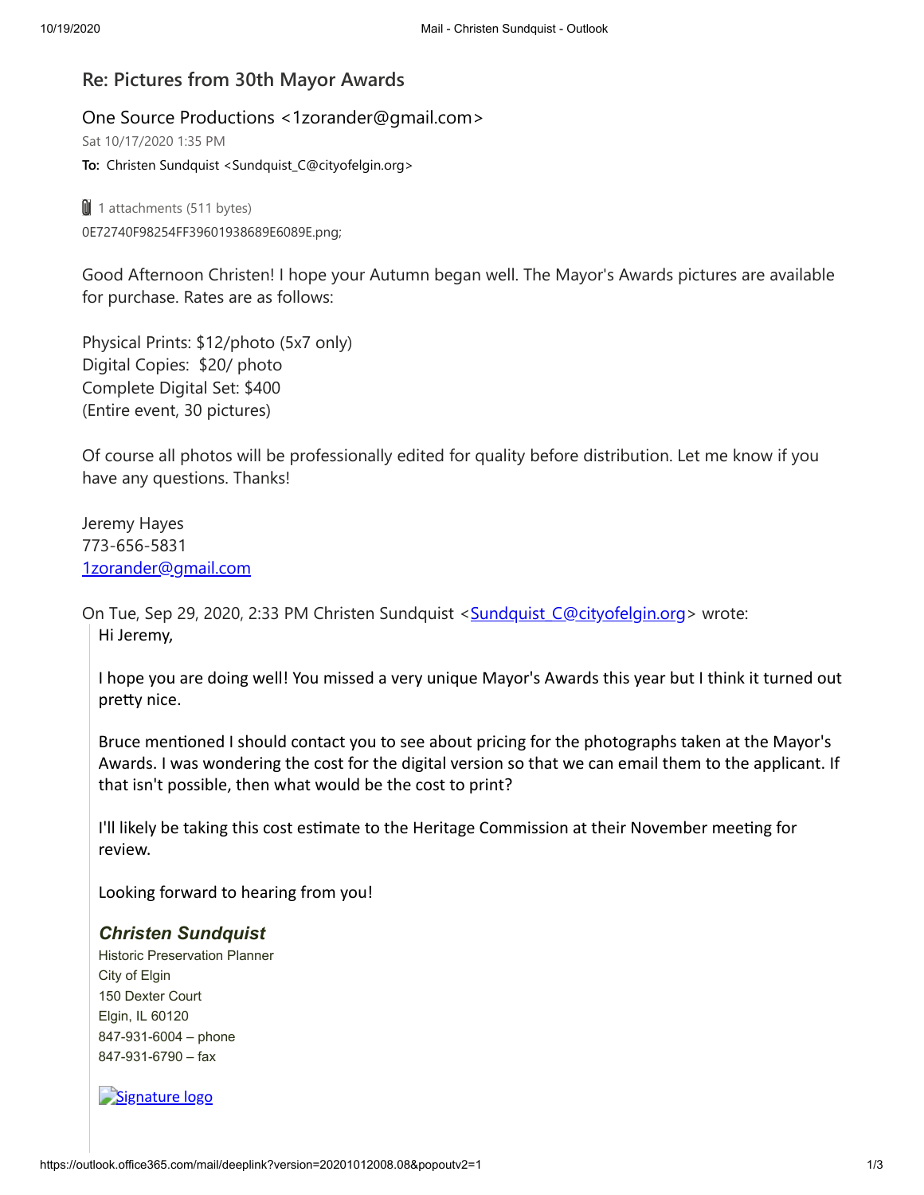## Re: Pictures from 30th Mayor Awards

One Source Productions <1zorander@gmail.com>

Sat 10/17/2020 1:35 PM

**To:** Christen Sundquist <Sundquist_C@cityofelgin.org>

1 attachments (511 bytes)

0E72740F98254FF39601938689E6089E.png;

Good Afternoon Christen! I hope your Autumn began well. The Mayor's Awards pictures are available for purchase. Rates are as follows:

Physical Prints: $12/photo (5x7 only)
Digital Copies: $20/ photo
Complete Digital Set: $400
(Entire event, 30 pictures)

Of course all photos will be professionally edited for quality before distribution. Let me know if you have any questions. Thanks!

Jeremy Hayes
773-656-5831
1zorander@gmail.com

On Tue, Sep 29, 2020, 2:33 PM Christen Sundquist <Sundquist_C@cityofelgin.org> wrote:

> Hi Jeremy,
>
> I hope you are doing well! You missed a very unique Mayor's Awards this year but I think it turned out pretty nice.
>
> Bruce mentioned I should contact you to see about pricing for the photographs taken at the Mayor's Awards. I was wondering the cost for the digital version so that we can email them to the applicant. If that isn't possible, then what would be the cost to print?
>
> I'll likely be taking this cost estimate to the Heritage Commission at their November meeting for review.
>
> Looking forward to hearing from you!
>
> ***Christen Sundquist***
> Historic Preservation Planner
> City of Elgin
> 150 Dexter Court
> Elgin, IL 60120
> 847-931-6004 – phone
> 847-931-6790 – fax
>
> Signature logo